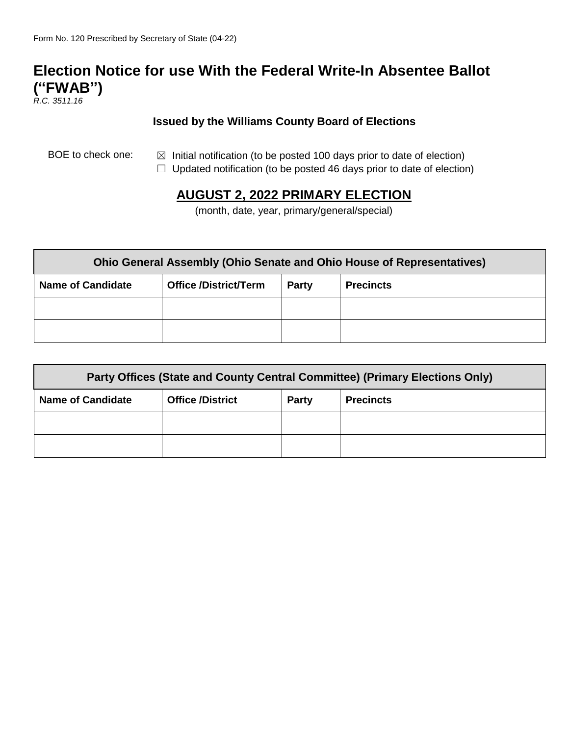Form No. 120 Prescribed by Secretary of State (04-22)

# Election Notice for use With the Federal Write-In Absentee Ballot ("FWAB")

*R.C. 3511.16*

**Issued by the Williams County Board of Elections**

BOE to check one:

☒ Initial notification (to be posted 100 days prior to date of election)
☐ Updated notification (to be posted 46 days prior to date of election)

## AUGUST 2, 2022 PRIMARY ELECTION

(month, date, year, primary/general/special)

| Ohio General Assembly (Ohio Senate and Ohio House of Representatives) | | | |
|---|---|---|---|
| **Name of Candidate** | **Office /District/Term** | **Party** | **Precincts** |
| | | | |
| | | | |

| Party Offices (State and County Central Committee) (Primary Elections Only) | | | |
|---|---|---|---|
| **Name of Candidate** | **Office /District** | **Party** | **Precincts** |
| | | | |
| | | | |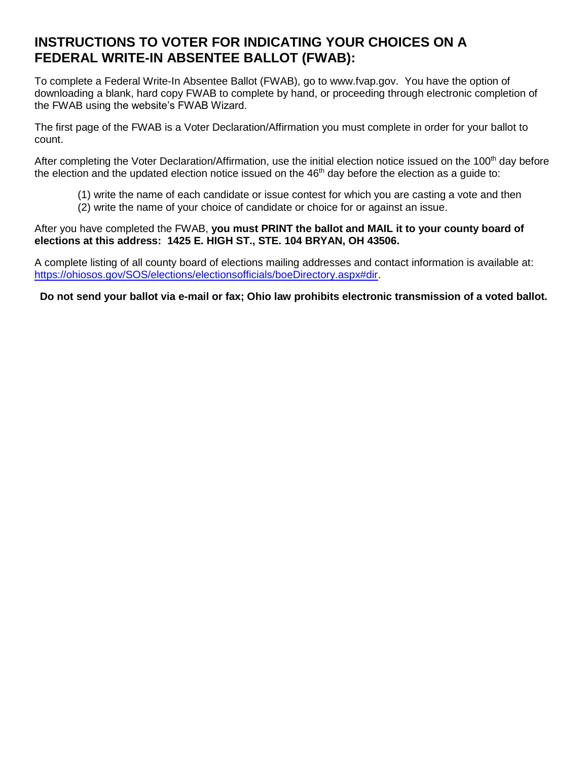## INSTRUCTIONS TO VOTER FOR INDICATING YOUR CHOICES ON A FEDERAL WRITE-IN ABSENTEE BALLOT (FWAB):

To complete a Federal Write-In Absentee Ballot (FWAB), go to www.fvap.gov. You have the option of downloading a blank, hard copy FWAB to complete by hand, or proceeding through electronic completion of the FWAB using the website's FWAB Wizard.

The first page of the FWAB is a Voter Declaration/Affirmation you must complete in order for your ballot to count.

After completing the Voter Declaration/Affirmation, use the initial election notice issued on the 100th day before the election and the updated election notice issued on the 46th day before the election as a guide to:

(1) write the name of each candidate or issue contest for which you are casting a vote and then
(2) write the name of your choice of candidate or choice for or against an issue.

After you have completed the FWAB, **you must PRINT the ballot and MAIL it to your county board of elections at this address: 1425 E. HIGH ST., STE. 104 BRYAN, OH 43506.**

A complete listing of all county board of elections mailing addresses and contact information is available at: https://ohiosos.gov/SOS/elections/electionsofficials/boeDirectory.aspx#dir.

**Do not send your ballot via e-mail or fax; Ohio law prohibits electronic transmission of a voted ballot.**